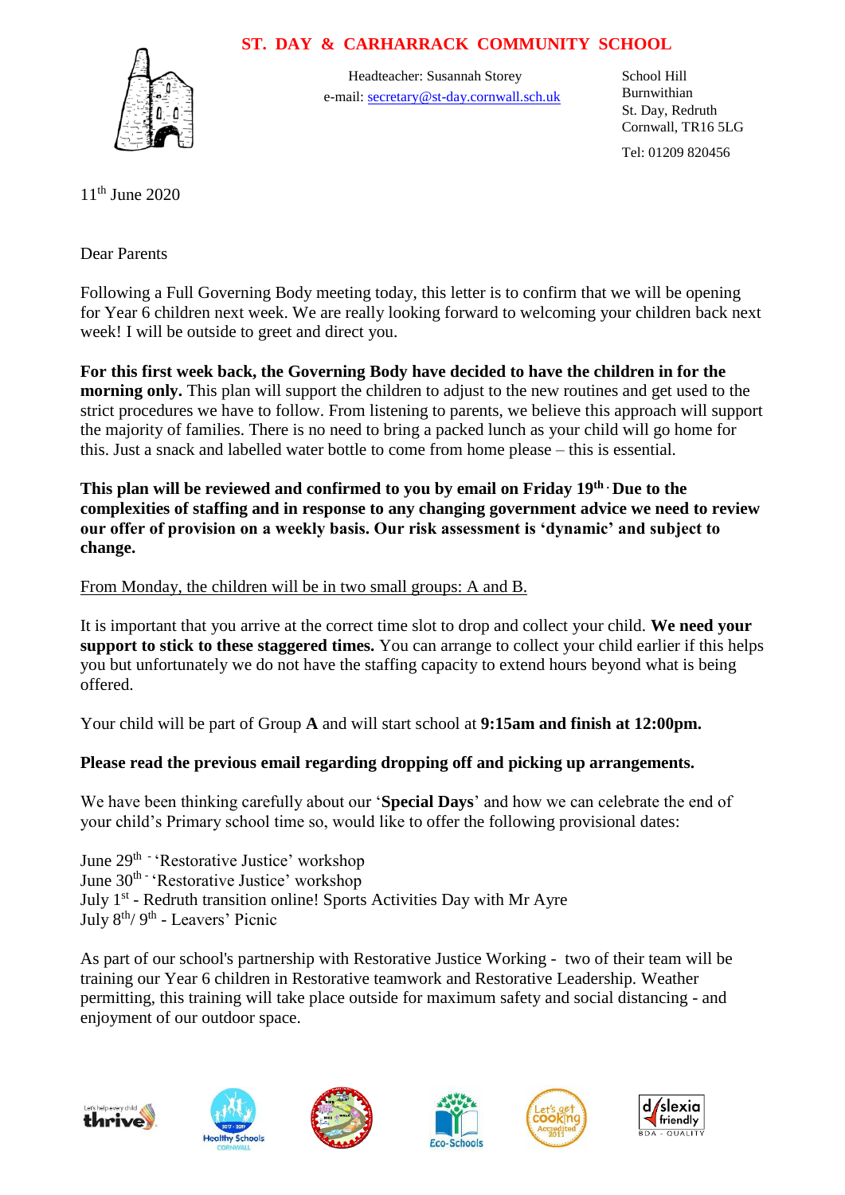# ST. DAY & CARHARRACK COMMUNITY SCHOOL

Headteacher: Susannah Storey
e-mail: secretary@st-day.cornwall.sch.uk

School Hill
Burnwithian
St. Day, Redruth
Cornwall, TR16 5LG

Tel: 01209 820456

11th June 2020

Dear Parents

Following a Full Governing Body meeting today, this letter is to confirm that we will be opening for Year 6 children next week. We are really looking forward to welcoming your children back next week! I will be outside to greet and direct you.

**For this first week back, the Governing Body have decided to have the children in for the morning only.** This plan will support the children to adjust to the new routines and get used to the strict procedures we have to follow. From listening to parents, we believe this approach will support the majority of families. There is no need to bring a packed lunch as your child will go home for this. Just a snack and labelled water bottle to come from home please – this is essential.

**This plan will be reviewed and confirmed to you by email on Friday 19th. Due to the complexities of staffing and in response to any changing government advice we need to review our offer of provision on a weekly basis. Our risk assessment is 'dynamic' and subject to change.**

From Monday, the children will be in two small groups: A and B.

It is important that you arrive at the correct time slot to drop and collect your child. **We need your support to stick to these staggered times.** You can arrange to collect your child earlier if this helps you but unfortunately we do not have the staffing capacity to extend hours beyond what is being offered.

Your child will be part of Group **A** and will start school at **9:15am and finish at 12:00pm.**

**Please read the previous email regarding dropping off and picking up arrangements.**

We have been thinking carefully about our '**Special Days**' and how we can celebrate the end of your child's Primary school time so, would like to offer the following provisional dates:

June 29th - 'Restorative Justice' workshop
June 30th - 'Restorative Justice' workshop
July 1st - Redruth transition online! Sports Activities Day with Mr Ayre
July 8th/ 9th - Leavers' Picnic

As part of our school's partnership with Restorative Justice Working - two of their team will be training our Year 6 children in Restorative teamwork and Restorative Leadership. Weather permitting, this training will take place outside for maximum safety and social distancing - and enjoyment of our outdoor space.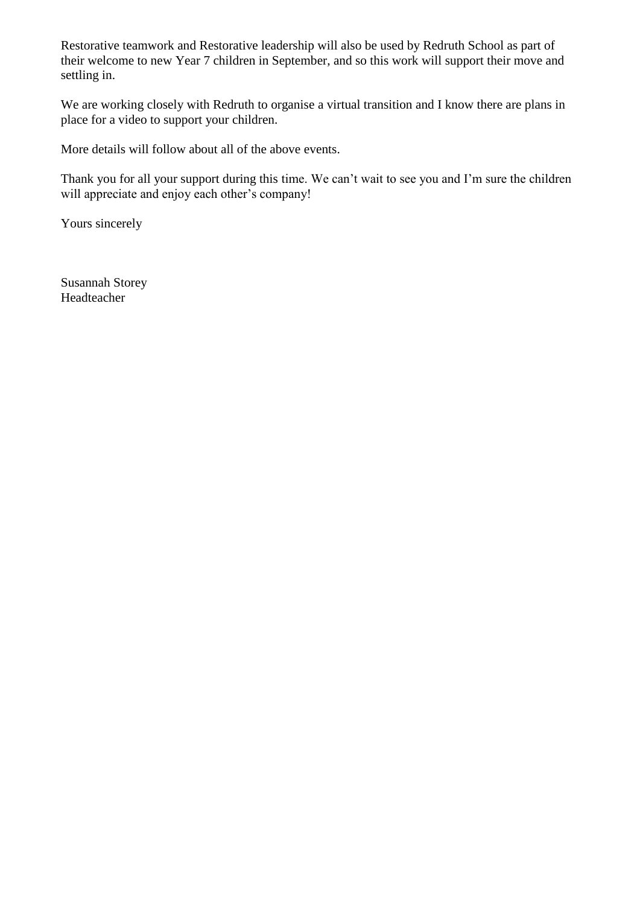Restorative teamwork and Restorative leadership will also be used by Redruth School as part of their welcome to new Year 7 children in September, and so this work will support their move and settling in.

We are working closely with Redruth to organise a virtual transition and I know there are plans in place for a video to support your children.

More details will follow about all of the above events.

Thank you for all your support during this time. We can't wait to see you and I'm sure the children will appreciate and enjoy each other's company!

Yours sincerely

Susannah Storey
Headteacher